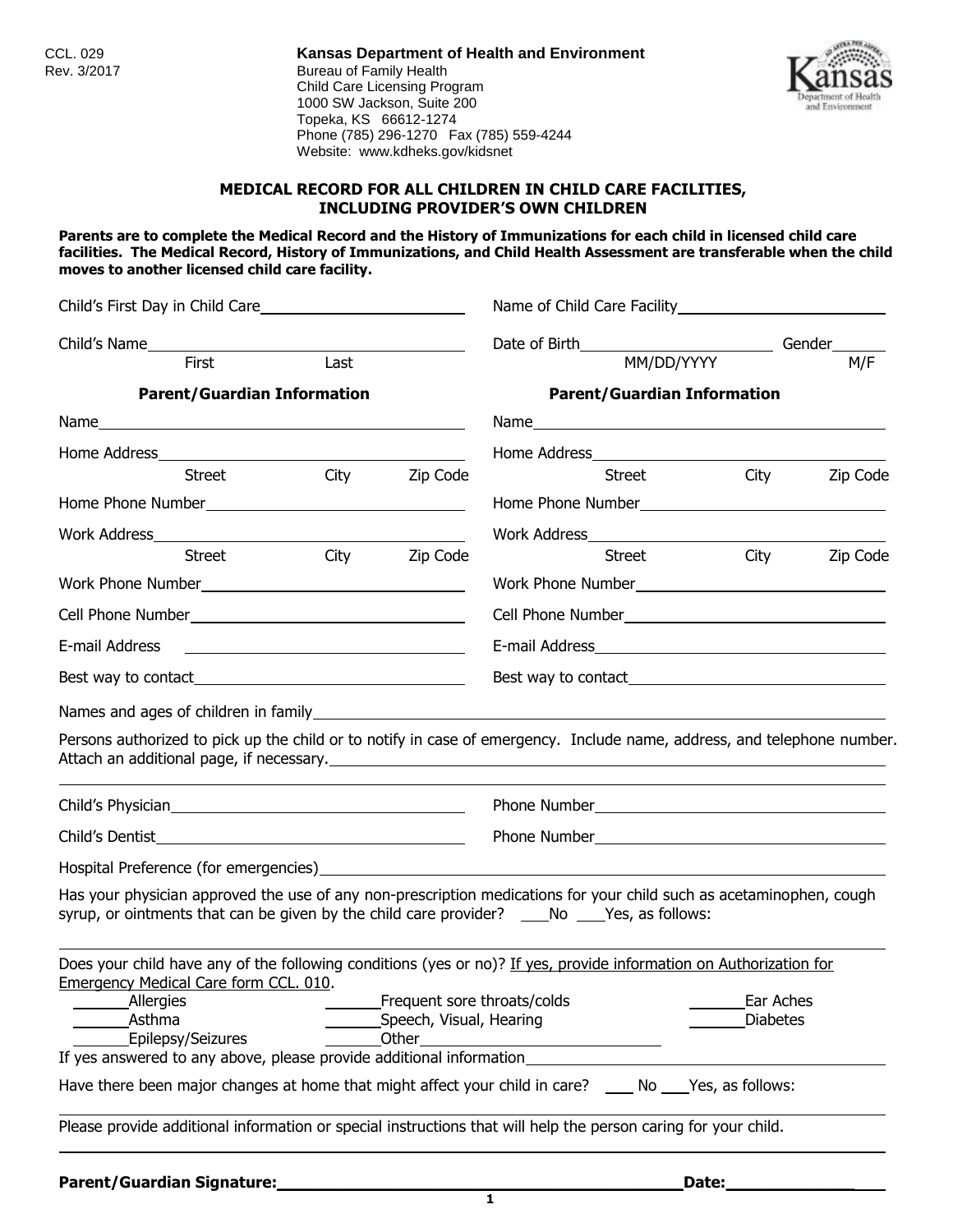CCL. 029
Rev. 3/2017

**Kansas Department of Health and Environment**
Bureau of Family Health
Child Care Licensing Program
1000 SW Jackson, Suite 200
Topeka, KS 66612-1274
Phone (785) 296-1270 Fax (785) 559-4244
Website: www.kdheks.gov/kidsnet

## MEDICAL RECORD FOR ALL CHILDREN IN CHILD CARE FACILITIES, INCLUDING PROVIDER'S OWN CHILDREN

**Parents are to complete the Medical Record and the History of Immunizations for each child in licensed child care facilities. The Medical Record, History of Immunizations, and Child Health Assessment are transferable when the child moves to another licensed child care facility.**

Child's First Day in Child Care\_\_\_\_\_\_\_\_\_\_\_\_\_\_\_\_\_\_\_\_ Name of Child Care Facility\_\_\_\_\_\_\_\_\_\_\_\_\_\_\_\_\_\_\_\_

Child's Name\_\_\_\_\_\_\_\_\_\_\_\_\_\_\_\_\_\_\_\_ (First, Last) Date of Birth\_\_\_\_\_\_\_\_\_\_\_\_\_\_ (MM/DD/YYYY) Gender\_\_\_\_\_ (M/F)

| **Parent/Guardian Information** | **Parent/Guardian Information** |
|---|---|
| Name\_\_\_\_\_\_\_\_\_\_\_\_\_\_\_\_\_\_\_\_ | Name\_\_\_\_\_\_\_\_\_\_\_\_\_\_\_\_\_\_\_\_ |
| Home Address\_\_\_\_\_\_\_\_\_\_\_\_\_\_\_\_\_\_\_\_ (Street, City, Zip Code) | Home Address\_\_\_\_\_\_\_\_\_\_\_\_\_\_\_\_\_\_\_\_ (Street, City, Zip Code) |
| Home Phone Number\_\_\_\_\_\_\_\_\_\_\_\_\_\_\_\_\_\_\_\_ | Home Phone Number\_\_\_\_\_\_\_\_\_\_\_\_\_\_\_\_\_\_\_\_ |
| Work Address\_\_\_\_\_\_\_\_\_\_\_\_\_\_\_\_\_\_\_\_ (Street, City, Zip Code) | Work Address\_\_\_\_\_\_\_\_\_\_\_\_\_\_\_\_\_\_\_\_ (Street, City, Zip Code) |
| Work Phone Number\_\_\_\_\_\_\_\_\_\_\_\_\_\_\_\_\_\_\_\_ | Work Phone Number\_\_\_\_\_\_\_\_\_\_\_\_\_\_\_\_\_\_\_\_ |
| Cell Phone Number\_\_\_\_\_\_\_\_\_\_\_\_\_\_\_\_\_\_\_\_ | Cell Phone Number\_\_\_\_\_\_\_\_\_\_\_\_\_\_\_\_\_\_\_\_ |
| E-mail Address\_\_\_\_\_\_\_\_\_\_\_\_\_\_\_\_\_\_\_\_ | E-mail Address\_\_\_\_\_\_\_\_\_\_\_\_\_\_\_\_\_\_\_\_ |
| Best way to contact\_\_\_\_\_\_\_\_\_\_\_\_\_\_\_\_\_\_\_\_ | Best way to contact\_\_\_\_\_\_\_\_\_\_\_\_\_\_\_\_\_\_\_\_ |

Names and ages of children in family\_\_\_\_\_\_\_\_\_\_\_\_\_\_\_\_\_\_\_\_\_\_\_\_\_\_\_\_\_\_\_\_\_\_\_\_\_\_\_\_

Persons authorized to pick up the child or to notify in case of emergency. Include name, address, and telephone number. Attach an additional page, if necessary.\_\_\_\_\_\_\_\_\_\_\_\_\_\_\_\_\_\_\_\_\_\_\_\_\_\_\_\_\_\_\_\_\_\_\_\_\_\_\_\_

Child's Physician\_\_\_\_\_\_\_\_\_\_\_\_\_\_\_\_\_\_\_\_ Phone Number\_\_\_\_\_\_\_\_\_\_\_\_\_\_\_\_\_\_\_\_

Child's Dentist\_\_\_\_\_\_\_\_\_\_\_\_\_\_\_\_\_\_\_\_ Phone Number\_\_\_\_\_\_\_\_\_\_\_\_\_\_\_\_\_\_\_\_

Hospital Preference (for emergencies)\_\_\_\_\_\_\_\_\_\_\_\_\_\_\_\_\_\_\_\_\_\_\_\_\_\_\_\_\_\_\_\_\_\_\_\_\_\_\_\_

Has your physician approved the use of any non-prescription medications for your child such as acetaminophen, cough syrup, or ointments that can be given by the child care provider? \_\_\_No \_\_\_Yes, as follows:

\_\_\_\_\_\_\_\_\_\_\_\_\_\_\_\_\_\_\_\_\_\_\_\_\_\_\_\_\_\_\_\_\_\_\_\_\_\_\_\_

Does your child have any of the following conditions (yes or no)? If yes, provide information on Authorization for Emergency Medical Care form CCL. 010.

| | | |
|---|---|---|
| \_\_\_\_\_Allergies | \_\_\_\_\_Frequent sore throats/colds | \_\_\_\_\_Ear Aches |
| \_\_\_\_\_Asthma | \_\_\_\_\_Speech, Visual, Hearing | \_\_\_\_\_Diabetes |
| \_\_\_\_\_Epilepsy/Seizures | \_\_\_\_\_Other\_\_\_\_\_\_\_\_\_\_\_\_\_\_\_\_\_\_\_\_ | |

If yes answered to any above, please provide additional information\_\_\_\_\_\_\_\_\_\_\_\_\_\_\_\_\_\_\_\_\_\_\_\_\_\_\_\_\_\_\_\_\_\_\_\_\_\_\_\_

Have there been major changes at home that might affect your child in care? \_\_\_ No \_\_\_Yes, as follows:

\_\_\_\_\_\_\_\_\_\_\_\_\_\_\_\_\_\_\_\_\_\_\_\_\_\_\_\_\_\_\_\_\_\_\_\_\_\_\_\_

Please provide additional information or special instructions that will help the person caring for your child.

\_\_\_\_\_\_\_\_\_\_\_\_\_\_\_\_\_\_\_\_\_\_\_\_\_\_\_\_\_\_\_\_\_\_\_\_\_\_\_\_

**Parent/Guardian Signature:**\_\_\_\_\_\_\_\_\_\_\_\_\_\_\_\_\_\_\_\_\_\_\_\_\_\_\_\_\_\_\_\_\_\_\_\_\_\_\_\_ **Date:**\_\_\_\_\_\_\_\_\_\_\_\_\_\_\_\_\_\_\_\_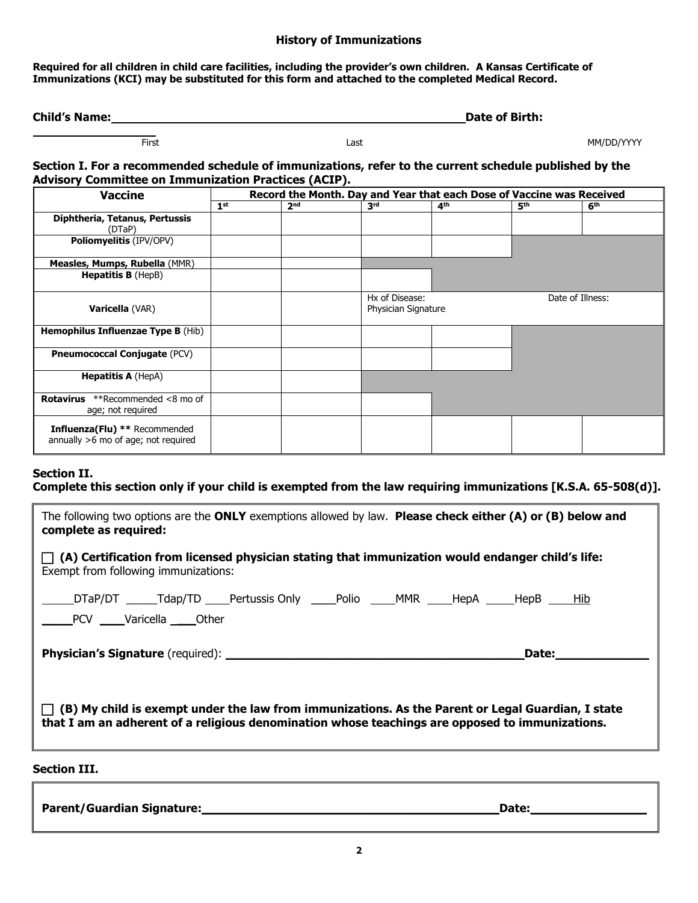### History of Immunizations

**Required for all children in child care facilities, including the provider's own children. A Kansas Certificate of Immunizations (KCI) may be substituted for this form and attached to the completed Medical Record.**

**Child's Name:** ______________________________________________ **Date of Birth:** ________________

First Last MM/DD/YYYY

**Section I. For a recommended schedule of immunizations, refer to the current schedule published by the Advisory Committee on Immunization Practices (ACIP).**

| Vaccine | Record the Month. Day and Year that each Dose of Vaccine was Received | | | | | |
|---|---|---|---|---|---|---|
| | 1st | 2nd | 3rd | 4th | 5th | 6th |
| **Diphtheria, Tetanus, Pertussis** (DTaP) | | | | | | |
| **Poliomyelitis** (IPV/OPV) | | | | | | |
| **Measles, Mumps, Rubella** (MMR) | | | | | | |
| **Hepatitis B** (HepB) | | | | | | |
| **Varicella** (VAR) | | | Hx of Disease: Physician Signature | | Date of Illness: | |
| **Hemophilus Influenzae Type B** (Hib) | | | | | | |
| **Pneumococcal Conjugate** (PCV) | | | | | | |
| **Hepatitis A** (HepA) | | | | | | |
| **Rotavirus** **Recommended <8 mo of age; not required | | | | | | |
| **Influenza(Flu)** ** Recommended annually >6 mo of age; not required | | | | | | |

**Section II.**
**Complete this section only if your child is exempted from the law requiring immunizations [K.S.A. 65-508(d)].**

The following two options are the **ONLY** exemptions allowed by law. **Please check either (A) or (B) below and complete as required:**

☐ **(A) Certification from licensed physician stating that immunization would endanger child's life:**
Exempt from following immunizations:

_____DTaP/DT _____Tdap/TD ____Pertussis Only ____Polio ____MMR ____HepA _____HepB ____Hib

_____PCV ____Varicella ____Other

**Physician's Signature** (required): ____________________________________________ **Date:** ______________

☐ **(B) My child is exempt under the law from immunizations. As the Parent or Legal Guardian, I state that I am an adherent of a religious denomination whose teachings are opposed to immunizations.**

**Section III.**

**Parent/Guardian Signature:** ____________________________________________ **Date:** ________________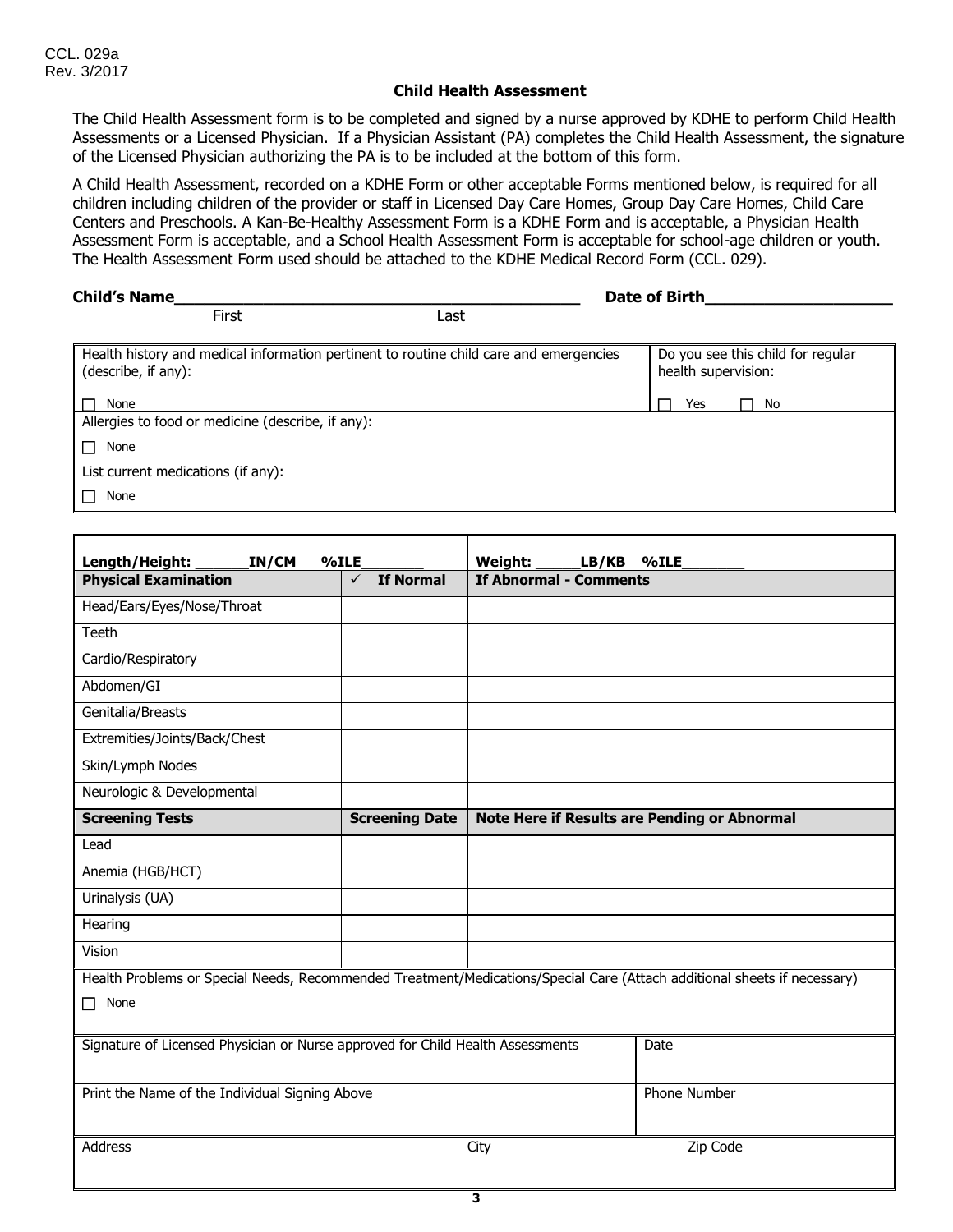CCL. 029a
Rev. 3/2017

## Child Health Assessment

The Child Health Assessment form is to be completed and signed by a nurse approved by KDHE to perform Child Health Assessments or a Licensed Physician. If a Physician Assistant (PA) completes the Child Health Assessment, the signature of the Licensed Physician authorizing the PA is to be included at the bottom of this form.

A Child Health Assessment, recorded on a KDHE Form or other acceptable Forms mentioned below, is required for all children including children of the provider or staff in Licensed Day Care Homes, Group Day Care Homes, Child Care Centers and Preschools. A Kan-Be-Healthy Assessment Form is a KDHE Form and is acceptable, a Physician Health Assessment Form is acceptable, and a School Health Assessment Form is acceptable for school-age children or youth. The Health Assessment Form used should be attached to the KDHE Medical Record Form (CCL. 029).

**Child's Name**_____________________________________________ **Date of Birth**____________________
First Last

| | |
|---|---|
| Health history and medical information pertinent to routine child care and emergencies (describe, if any):<br><br>☐ None | Do you see this child for regular health supervision:<br><br>☐ Yes ☐ No |
| Allergies to food or medicine (describe, if any):<br><br>☐ None | |
| List current medications (if any):<br><br>☐ None | |

| **Length/Height: ______IN/CM %ILE_______** | | **Weight: _____LB/KB %ILE_______** |
|---|---|---|
| **Physical Examination** | ✓ **If Normal** | **If Abnormal - Comments** |
| Head/Ears/Eyes/Nose/Throat | | |
| Teeth | | |
| Cardio/Respiratory | | |
| Abdomen/GI | | |
| Genitalia/Breasts | | |
| Extremities/Joints/Back/Chest | | |
| Skin/Lymph Nodes | | |
| Neurologic & Developmental | | |
| **Screening Tests** | **Screening Date** | **Note Here if Results are Pending or Abnormal** |
| Lead | | |
| Anemia (HGB/HCT) | | |
| Urinalysis (UA) | | |
| Hearing | | |
| Vision | | |

| | |
|---|---|
| Health Problems or Special Needs, Recommended Treatment/Medications/Special Care (Attach additional sheets if necessary)<br><br>☐ None | |
| Signature of Licensed Physician or Nurse approved for Child Health Assessments | Date |
| Print the Name of the Individual Signing Above | Phone Number |
| Address City | Zip Code |